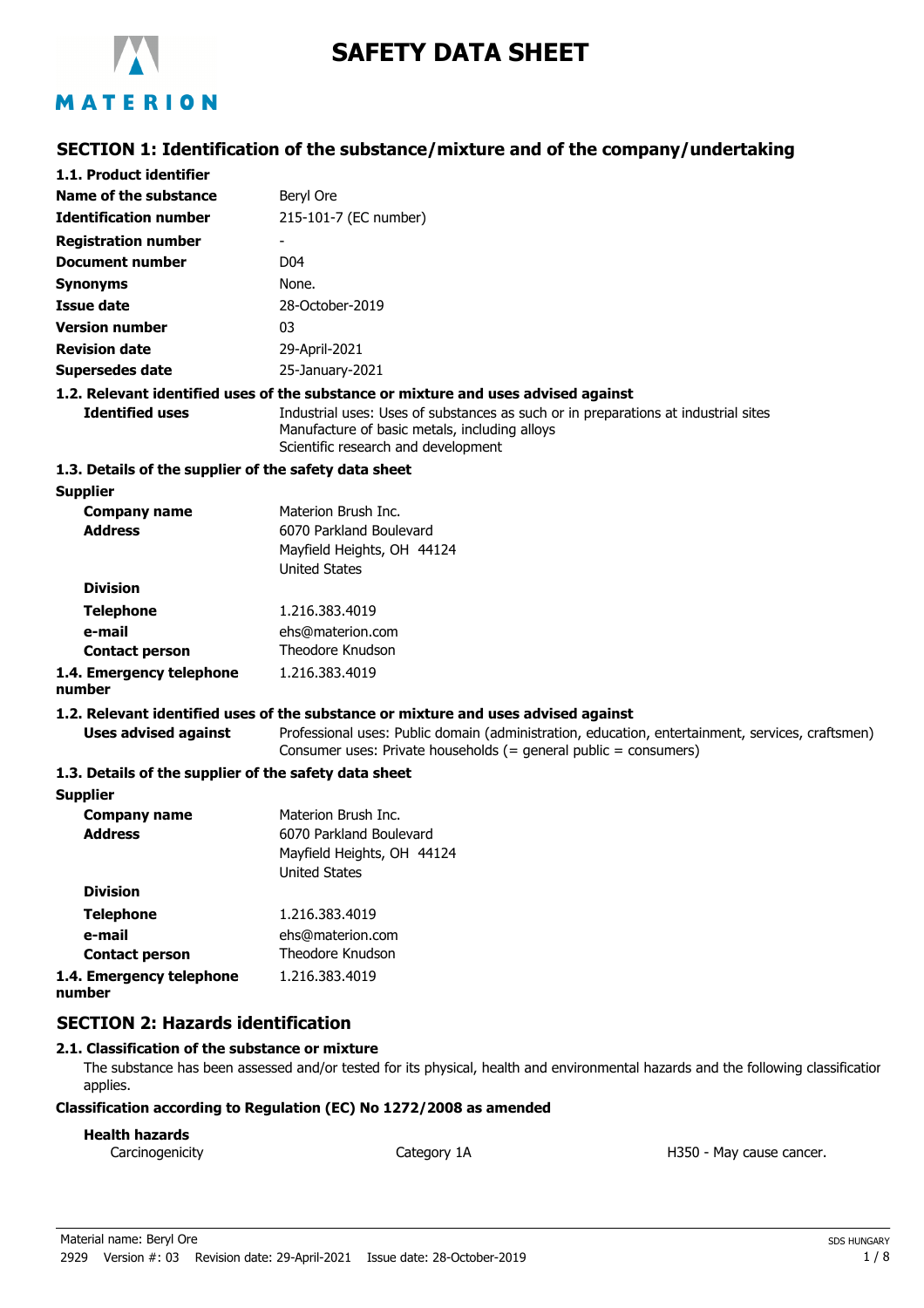# SAFETY DATA SHEET

## SECTION 1: Identification of the substance/mixture and of the company/undertaking

### 1.1. Product identifier

| | |
|---|---|
| **Name of the substance** | Beryl Ore |
| **Identification number** | 215-101-7 (EC number) |
| **Registration number** | - |
| **Document number** | D04 |
| **Synonyms** | None. |
| **Issue date** | 28-October-2019 |
| **Version number** | 03 |
| **Revision date** | 29-April-2021 |
| **Supersedes date** | 25-January-2021 |

### 1.2. Relevant identified uses of the substance or mixture and uses advised against

**Identified uses**
Industrial uses: Uses of substances as such or in preparations at industrial sites
Manufacture of basic metals, including alloys
Scientific research and development

### 1.3. Details of the supplier of the safety data sheet

**Supplier**

| | |
|---|---|
| **Company name** | Materion Brush Inc. |
| **Address** | 6070 Parkland Boulevard<br>Mayfield Heights, OH 44124<br>United States |
| **Division** | |
| **Telephone** | 1.216.383.4019 |
| **e-mail** | ehs@materion.com |
| **Contact person** | Theodore Knudson |

### 1.4. Emergency telephone number

1.216.383.4019

### 1.2. Relevant identified uses of the substance or mixture and uses advised against

**Uses advised against**
Professional uses: Public domain (administration, education, entertainment, services, craftsmen)
Consumer uses: Private households (= general public = consumers)

### 1.3. Details of the supplier of the safety data sheet

**Supplier**

| | |
|---|---|
| **Company name** | Materion Brush Inc. |
| **Address** | 6070 Parkland Boulevard<br>Mayfield Heights, OH 44124<br>United States |
| **Division** | |
| **Telephone** | 1.216.383.4019 |
| **e-mail** | ehs@materion.com |
| **Contact person** | Theodore Knudson |

### 1.4. Emergency telephone number

1.216.383.4019

## SECTION 2: Hazards identification

### 2.1. Classification of the substance or mixture

The substance has been assessed and/or tested for its physical, health and environmental hazards and the following classification applies.

**Classification according to Regulation (EC) No 1272/2008 as amended**

**Health hazards**

| | | |
|---|---|---|
| Carcinogenicity | Category 1A | H350 - May cause cancer. |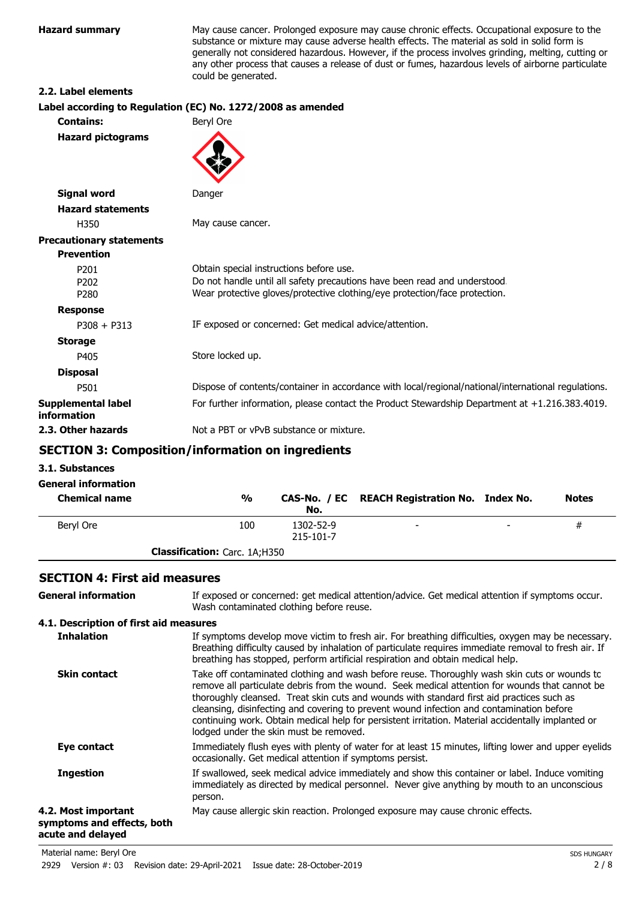**Hazard summary** May cause cancer. Prolonged exposure may cause chronic effects. Occupational exposure to the substance or mixture may cause adverse health effects. The material as sold in solid form is generally not considered hazardous. However, if the process involves grinding, melting, cutting or any other process that causes a release of dust or fumes, hazardous levels of airborne particulate could be generated.

**2.2. Label elements**

**Label according to Regulation (EC) No. 1272/2008 as amended**

**Contains:** Beryl Ore

**Hazard pictograms**

**Signal word** Danger

**Hazard statements**

H350 May cause cancer.

**Precautionary statements**

**Prevention**

P201 Obtain special instructions before use.
P202 Do not handle until all safety precautions have been read and understood.
P280 Wear protective gloves/protective clothing/eye protection/face protection.

**Response**

P308 + P313 IF exposed or concerned: Get medical advice/attention.

**Storage**

P405 Store locked up.

**Disposal**

P501 Dispose of contents/container in accordance with local/regional/national/international regulations.

**Supplemental label information** For further information, please contact the Product Stewardship Department at +1.216.383.4019.

**2.3. Other hazards** Not a PBT or vPvB substance or mixture.

## SECTION 3: Composition/information on ingredients

**3.1. Substances**

**General information**

| Chemical name | % | CAS-No. / EC No. | REACH Registration No. | Index No. | Notes |
|---|---|---|---|---|---|
| Beryl Ore | 100 | 1302-52-9 215-101-7 | - | - | # |
| **Classification:** Carc. 1A;H350 | | | | | |

## SECTION 4: First aid measures

**General information** If exposed or concerned: get medical attention/advice. Get medical attention if symptoms occur. Wash contaminated clothing before reuse.

**4.1. Description of first aid measures**

**Inhalation** If symptoms develop move victim to fresh air. For breathing difficulties, oxygen may be necessary. Breathing difficulty caused by inhalation of particulate requires immediate removal to fresh air. If breathing has stopped, perform artificial respiration and obtain medical help.

**Skin contact** Take off contaminated clothing and wash before reuse. Thoroughly wash skin cuts or wounds to remove all particulate debris from the wound. Seek medical attention for wounds that cannot be thoroughly cleansed. Treat skin cuts and wounds with standard first aid practices such as cleansing, disinfecting and covering to prevent wound infection and contamination before continuing work. Obtain medical help for persistent irritation. Material accidentally implanted or lodged under the skin must be removed.

**Eye contact** Immediately flush eyes with plenty of water for at least 15 minutes, lifting lower and upper eyelids occasionally. Get medical attention if symptoms persist.

**Ingestion** If swallowed, seek medical advice immediately and show this container or label. Induce vomiting immediately as directed by medical personnel. Never give anything by mouth to an unconscious person.

**4.2. Most important symptoms and effects, both acute and delayed** May cause allergic skin reaction. Prolonged exposure may cause chronic effects.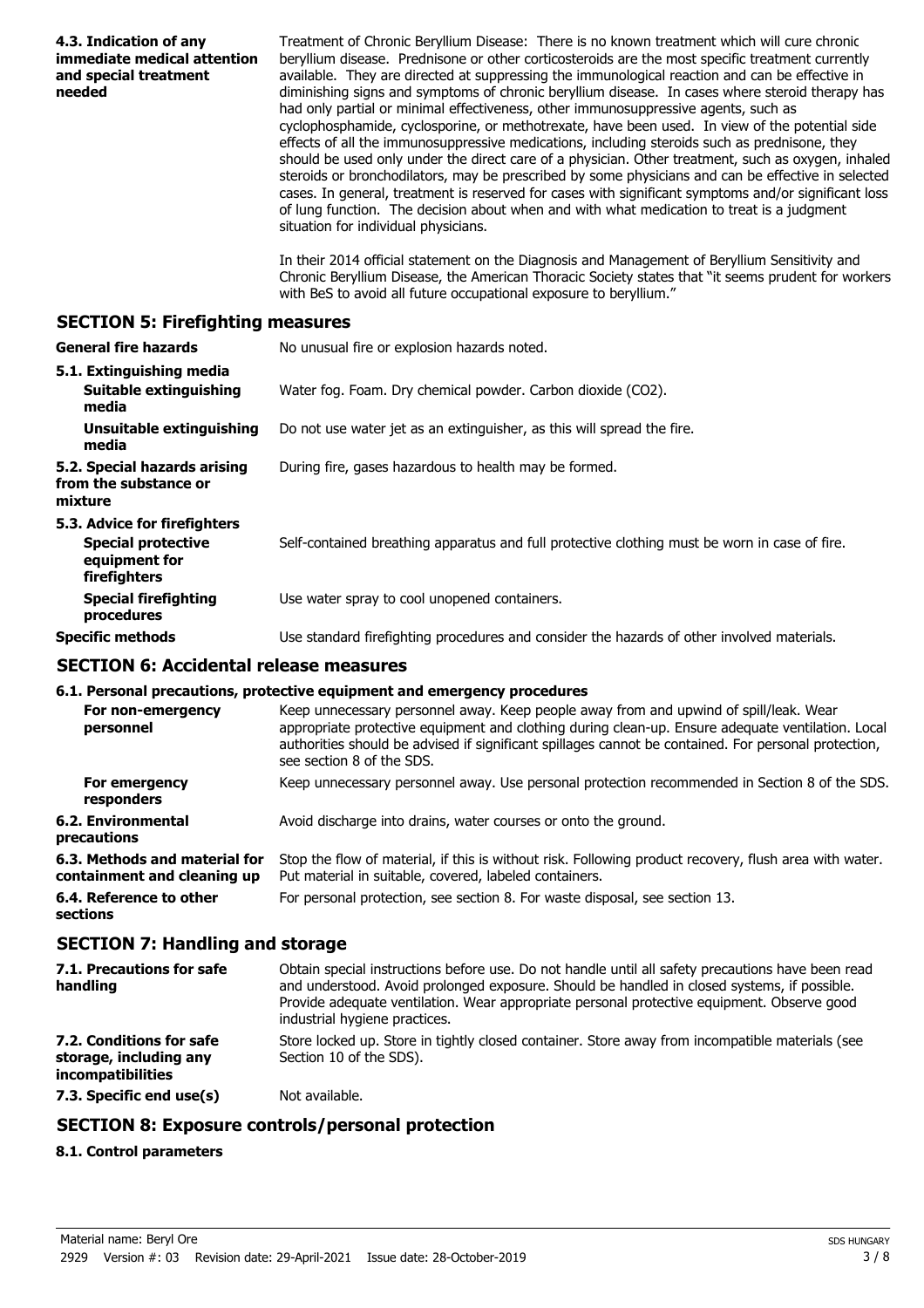**4.3. Indication of any immediate medical attention and special treatment needed**

Treatment of Chronic Beryllium Disease: There is no known treatment which will cure chronic beryllium disease. Prednisone or other corticosteroids are the most specific treatment currently available. They are directed at suppressing the immunological reaction and can be effective in diminishing signs and symptoms of chronic beryllium disease. In cases where steroid therapy has had only partial or minimal effectiveness, other immunosuppressive agents, such as cyclophosphamide, cyclosporine, or methotrexate, have been used. In view of the potential side effects of all the immunosuppressive medications, including steroids such as prednisone, they should be used only under the direct care of a physician. Other treatment, such as oxygen, inhaled steroids or bronchodilators, may be prescribed by some physicians and can be effective in selected cases. In general, treatment is reserved for cases with significant symptoms and/or significant loss of lung function. The decision about when and with what medication to treat is a judgment situation for individual physicians.

In their 2014 official statement on the Diagnosis and Management of Beryllium Sensitivity and Chronic Beryllium Disease, the American Thoracic Society states that "it seems prudent for workers with BeS to avoid all future occupational exposure to beryllium."

## SECTION 5: Firefighting measures

**General fire hazards** No unusual fire or explosion hazards noted.

**5.1. Extinguishing media**

**Suitable extinguishing media** Water fog. Foam. Dry chemical powder. Carbon dioxide ($CO_2$).

**Unsuitable extinguishing media** Do not use water jet as an extinguisher, as this will spread the fire.

**5.2. Special hazards arising from the substance or mixture** During fire, gases hazardous to health may be formed.

**5.3. Advice for firefighters**

**Special protective equipment for firefighters** Self-contained breathing apparatus and full protective clothing must be worn in case of fire.

**Special firefighting procedures** Use water spray to cool unopened containers.

**Specific methods** Use standard firefighting procedures and consider the hazards of other involved materials.

## SECTION 6: Accidental release measures

**6.1. Personal precautions, protective equipment and emergency procedures**

**For non-emergency personnel** Keep unnecessary personnel away. Keep people away from and upwind of spill/leak. Wear appropriate protective equipment and clothing during clean-up. Ensure adequate ventilation. Local authorities should be advised if significant spillages cannot be contained. For personal protection, see section 8 of the SDS.

**For emergency responders** Keep unnecessary personnel away. Use personal protection recommended in Section 8 of the SDS.

**6.2. Environmental precautions** Avoid discharge into drains, water courses or onto the ground.

**6.3. Methods and material for containment and cleaning up** Stop the flow of material, if this is without risk. Following product recovery, flush area with water. Put material in suitable, covered, labeled containers.

**6.4. Reference to other sections** For personal protection, see section 8. For waste disposal, see section 13.

## SECTION 7: Handling and storage

**7.1. Precautions for safe handling** Obtain special instructions before use. Do not handle until all safety precautions have been read and understood. Avoid prolonged exposure. Should be handled in closed systems, if possible. Provide adequate ventilation. Wear appropriate personal protective equipment. Observe good industrial hygiene practices.

**7.2. Conditions for safe storage, including any incompatibilities** Store locked up. Store in tightly closed container. Store away from incompatible materials (see Section 10 of the SDS).

**7.3. Specific end use(s)** Not available.

## SECTION 8: Exposure controls/personal protection

**8.1. Control parameters**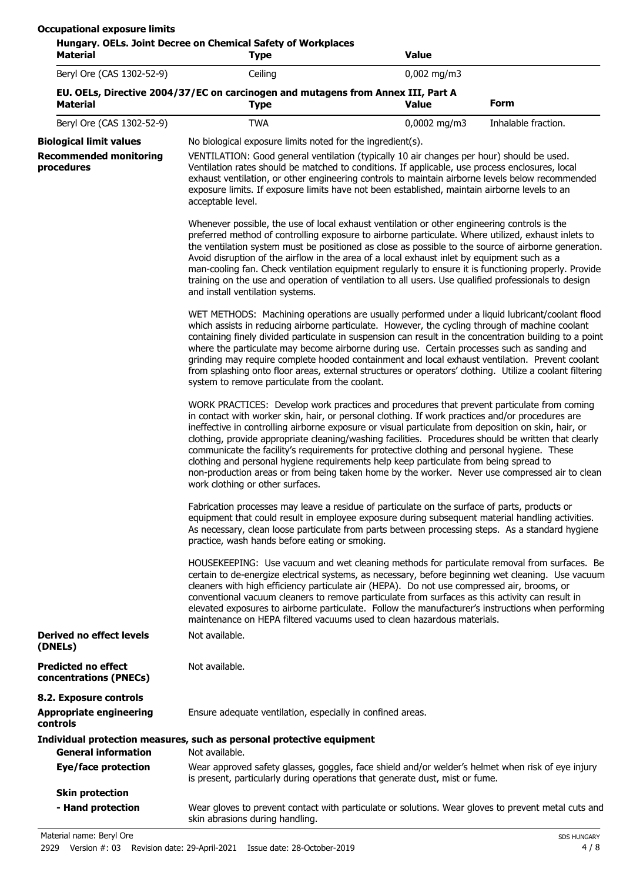**Occupational exposure limits**

**Hungary. OELs. Joint Decree on Chemical Safety of Workplaces**

| Material | Type | Value |
|---|---|---|
| Beryl Ore (CAS 1302-52-9) | Ceiling | 0,002 mg/m3 |

**EU. OELs, Directive 2004/37/EC on carcinogen and mutagens from Annex III, Part A**

| Material | Type | Value | Form |
|---|---|---|---|
| Beryl Ore (CAS 1302-52-9) | TWA | 0,0002 mg/m3 | Inhalable fraction. |

**Biological limit values** No biological exposure limits noted for the ingredient(s).

**Recommended monitoring procedures** VENTILATION: Good general ventilation (typically 10 air changes per hour) should be used. Ventilation rates should be matched to conditions. If applicable, use process enclosures, local exhaust ventilation, or other engineering controls to maintain airborne levels below recommended exposure limits. If exposure limits have not been established, maintain airborne levels to an acceptable level.

Whenever possible, the use of local exhaust ventilation or other engineering controls is the preferred method of controlling exposure to airborne particulate. Where utilized, exhaust inlets to the ventilation system must be positioned as close as possible to the source of airborne generation. Avoid disruption of the airflow in the area of a local exhaust inlet by equipment such as a man-cooling fan. Check ventilation equipment regularly to ensure it is functioning properly. Provide training on the use and operation of ventilation to all users. Use qualified professionals to design and install ventilation systems.

WET METHODS: Machining operations are usually performed under a liquid lubricant/coolant flood which assists in reducing airborne particulate. However, the cycling through of machine coolant containing finely divided particulate in suspension can result in the concentration building to a point where the particulate may become airborne during use. Certain processes such as sanding and grinding may require complete hooded containment and local exhaust ventilation. Prevent coolant from splashing onto floor areas, external structures or operators' clothing. Utilize a coolant filtering system to remove particulate from the coolant.

WORK PRACTICES: Develop work practices and procedures that prevent particulate from coming in contact with worker skin, hair, or personal clothing. If work practices and/or procedures are ineffective in controlling airborne exposure or visual particulate from deposition on skin, hair, or clothing, provide appropriate cleaning/washing facilities. Procedures should be written that clearly communicate the facility's requirements for protective clothing and personal hygiene. These clothing and personal hygiene requirements help keep particulate from being spread to non-production areas or from being taken home by the worker. Never use compressed air to clean work clothing or other surfaces.

Fabrication processes may leave a residue of particulate on the surface of parts, products or equipment that could result in employee exposure during subsequent material handling activities. As necessary, clean loose particulate from parts between processing steps. As a standard hygiene practice, wash hands before eating or smoking.

HOUSEKEEPING: Use vacuum and wet cleaning methods for particulate removal from surfaces. Be certain to de-energize electrical systems, as necessary, before beginning wet cleaning. Use vacuum cleaners with high efficiency particulate air (HEPA). Do not use compressed air, brooms, or conventional vacuum cleaners to remove particulate from surfaces as this activity can result in elevated exposures to airborne particulate. Follow the manufacturer's instructions when performing maintenance on HEPA filtered vacuums used to clean hazardous materials.

**Derived no effect levels (DNELs)** Not available.

**Predicted no effect concentrations (PNECs)** Not available.

**8.2. Exposure controls**

**Appropriate engineering controls** Ensure adequate ventilation, especially in confined areas.

**Individual protection measures, such as personal protective equipment**

**General information** Not available.

**Eye/face protection** Wear approved safety glasses, goggles, face shield and/or welder's helmet when risk of eye injury is present, particularly during operations that generate dust, mist or fume.

**Skin protection**

**- Hand protection** Wear gloves to prevent contact with particulate or solutions. Wear gloves to prevent metal cuts and skin abrasions during handling.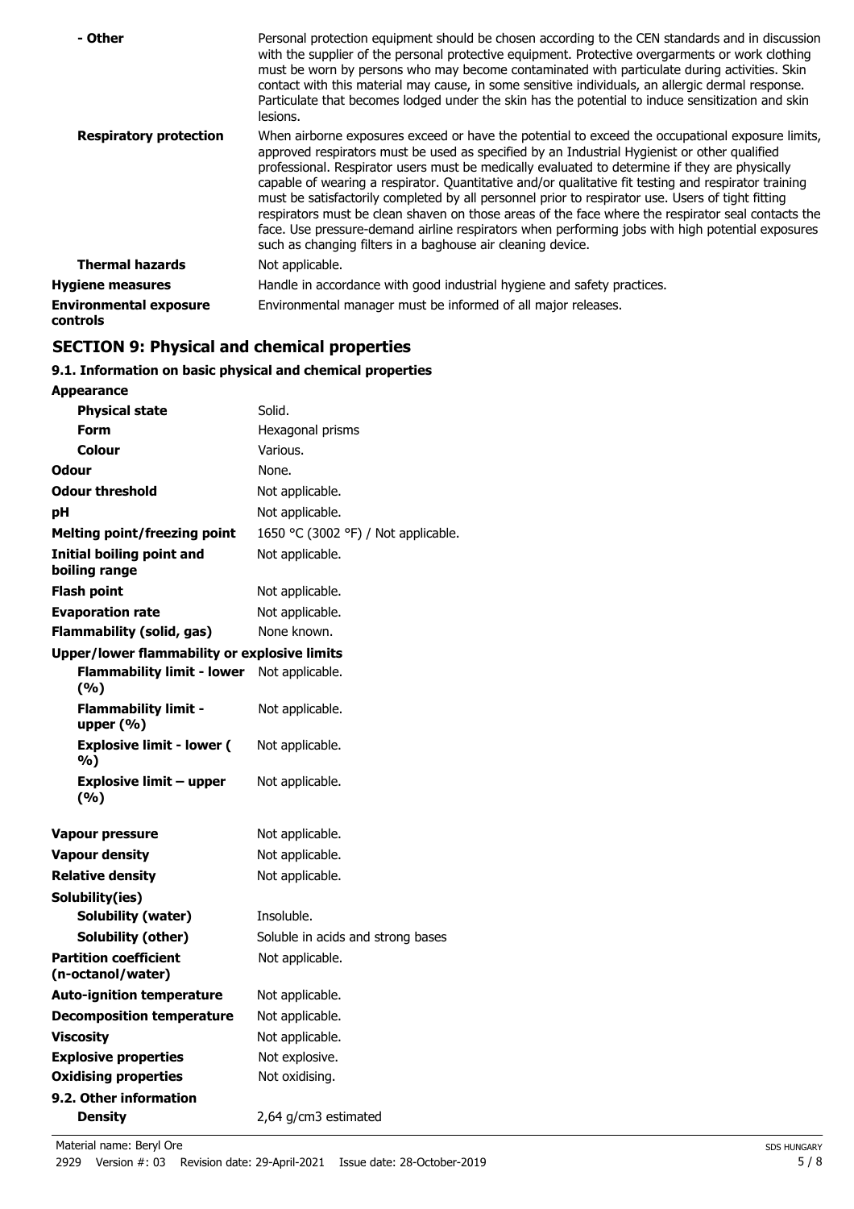| | |
|---|---|
| **- Other** | Personal protection equipment should be chosen according to the CEN standards and in discussion with the supplier of the personal protective equipment. Protective overgarments or work clothing must be worn by persons who may become contaminated with particulate during activities. Skin contact with this material may cause, in some sensitive individuals, an allergic dermal response. Particulate that becomes lodged under the skin has the potential to induce sensitization and skin lesions. |
| **Respiratory protection** | When airborne exposures exceed or have the potential to exceed the occupational exposure limits, approved respirators must be used as specified by an Industrial Hygienist or other qualified professional. Respirator users must be medically evaluated to determine if they are physically capable of wearing a respirator. Quantitative and/or qualitative fit testing and respirator training must be satisfactorily completed by all personnel prior to respirator use. Users of tight fitting respirators must be clean shaven on those areas of the face where the respirator seal contacts the face. Use pressure-demand airline respirators when performing jobs with high potential exposures such as changing filters in a baghouse air cleaning device. |
| **Thermal hazards** | Not applicable. |
| **Hygiene measures** | Handle in accordance with good industrial hygiene and safety practices. |
| **Environmental exposure controls** | Environmental manager must be informed of all major releases. |

## SECTION 9: Physical and chemical properties

### 9.1. Information on basic physical and chemical properties

| | |
|---|---|
| **Appearance** | |
| **Physical state** | Solid. |
| **Form** | Hexagonal prisms |
| **Colour** | Various. |
| **Odour** | None. |
| **Odour threshold** | Not applicable. |
| **pH** | Not applicable. |
| **Melting point/freezing point** | 1650 °C (3002 °F) / Not applicable. |
| **Initial boiling point and boiling range** | Not applicable. |
| **Flash point** | Not applicable. |
| **Evaporation rate** | Not applicable. |
| **Flammability (solid, gas)** | None known. |
| **Upper/lower flammability or explosive limits** | |
| **Flammability limit - lower (%)** | Not applicable. |
| **Flammability limit - upper (%)** | Not applicable. |
| **Explosive limit - lower (%)** | Not applicable. |
| **Explosive limit – upper (%)** | Not applicable. |
| **Vapour pressure** | Not applicable. |
| **Vapour density** | Not applicable. |
| **Relative density** | Not applicable. |
| **Solubility(ies)** | |
| **Solubility (water)** | Insoluble. |
| **Solubility (other)** | Soluble in acids and strong bases |
| **Partition coefficient (n-octanol/water)** | Not applicable. |
| **Auto-ignition temperature** | Not applicable. |
| **Decomposition temperature** | Not applicable. |
| **Viscosity** | Not applicable. |
| **Explosive properties** | Not explosive. |
| **Oxidising properties** | Not oxidising. |
| **9.2. Other information** | |
| **Density** | 2,64 g/cm3 estimated |

Material name: Beryl Ore

2929 Version #: 03 Revision date: 29-April-2021 Issue date: 28-October-2019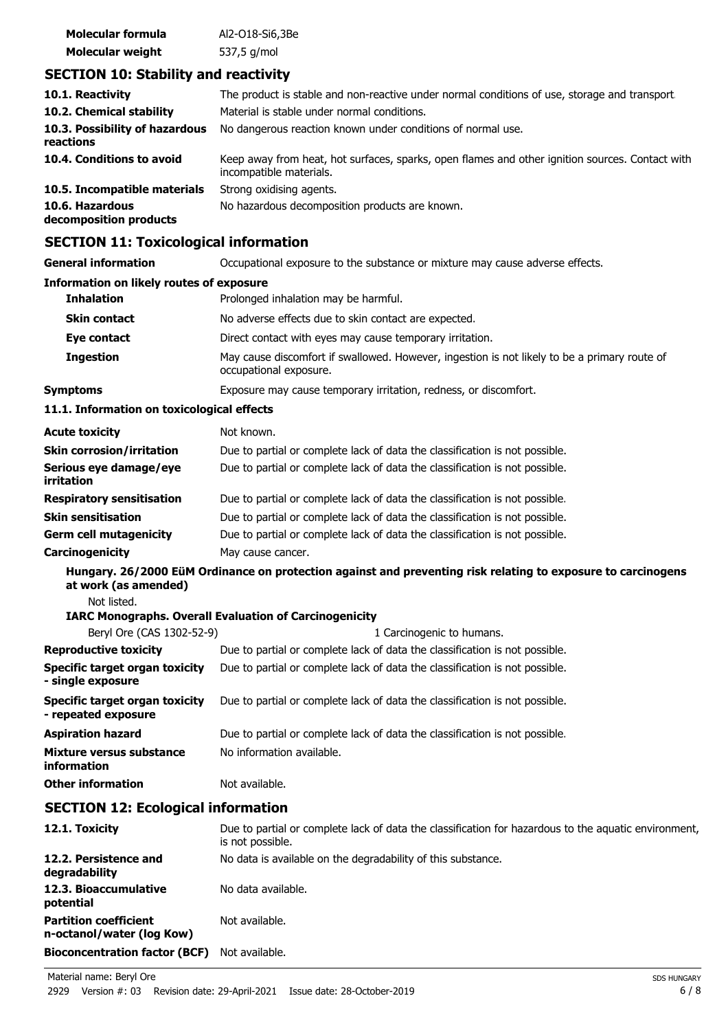| | |
|---|---|
| **Molecular formula** | Al2-O18-Si6,3Be |
| **Molecular weight** | 537,5 g/mol |

## SECTION 10: Stability and reactivity

| | |
|---|---|
| **10.1. Reactivity** | The product is stable and non-reactive under normal conditions of use, storage and transport. |
| **10.2. Chemical stability** | Material is stable under normal conditions. |
| **10.3. Possibility of hazardous reactions** | No dangerous reaction known under conditions of normal use. |
| **10.4. Conditions to avoid** | Keep away from heat, hot surfaces, sparks, open flames and other ignition sources. Contact with incompatible materials. |
| **10.5. Incompatible materials** | Strong oxidising agents. |
| **10.6. Hazardous decomposition products** | No hazardous decomposition products are known. |

## SECTION 11: Toxicological information

| | |
|---|---|
| **General information** | Occupational exposure to the substance or mixture may cause adverse effects. |

**Information on likely routes of exposure**

| | |
|---|---|
| **Inhalation** | Prolonged inhalation may be harmful. |
| **Skin contact** | No adverse effects due to skin contact are expected. |
| **Eye contact** | Direct contact with eyes may cause temporary irritation. |
| **Ingestion** | May cause discomfort if swallowed. However, ingestion is not likely to be a primary route of occupational exposure. |
| **Symptoms** | Exposure may cause temporary irritation, redness, or discomfort. |

**11.1. Information on toxicological effects**

| | |
|---|---|
| **Acute toxicity** | Not known. |
| **Skin corrosion/irritation** | Due to partial or complete lack of data the classification is not possible. |
| **Serious eye damage/eye irritation** | Due to partial or complete lack of data the classification is not possible. |
| **Respiratory sensitisation** | Due to partial or complete lack of data the classification is not possible. |
| **Skin sensitisation** | Due to partial or complete lack of data the classification is not possible. |
| **Germ cell mutagenicity** | Due to partial or complete lack of data the classification is not possible. |
| **Carcinogenicity** | May cause cancer. |

**Hungary. 26/2000 EüM Ordinance on protection against and preventing risk relating to exposure to carcinogens at work (as amended)**

Not listed.

**IARC Monographs. Overall Evaluation of Carcinogenicity**

| | |
|---|---|
| Beryl Ore (CAS 1302-52-9) | 1 Carcinogenic to humans. |

| | |
|---|---|
| **Reproductive toxicity** | Due to partial or complete lack of data the classification is not possible. |
| **Specific target organ toxicity - single exposure** | Due to partial or complete lack of data the classification is not possible. |
| **Specific target organ toxicity - repeated exposure** | Due to partial or complete lack of data the classification is not possible. |
| **Aspiration hazard** | Due to partial or complete lack of data the classification is not possible. |
| **Mixture versus substance information** | No information available. |
| **Other information** | Not available. |

## SECTION 12: Ecological information

| | |
|---|---|
| **12.1. Toxicity** | Due to partial or complete lack of data the classification for hazardous to the aquatic environment, is not possible. |
| **12.2. Persistence and degradability** | No data is available on the degradability of this substance. |
| **12.3. Bioaccumulative potential** | No data available. |
| **Partition coefficient n-octanol/water (log Kow)** | Not available. |
| **Bioconcentration factor (BCF)** | Not available. |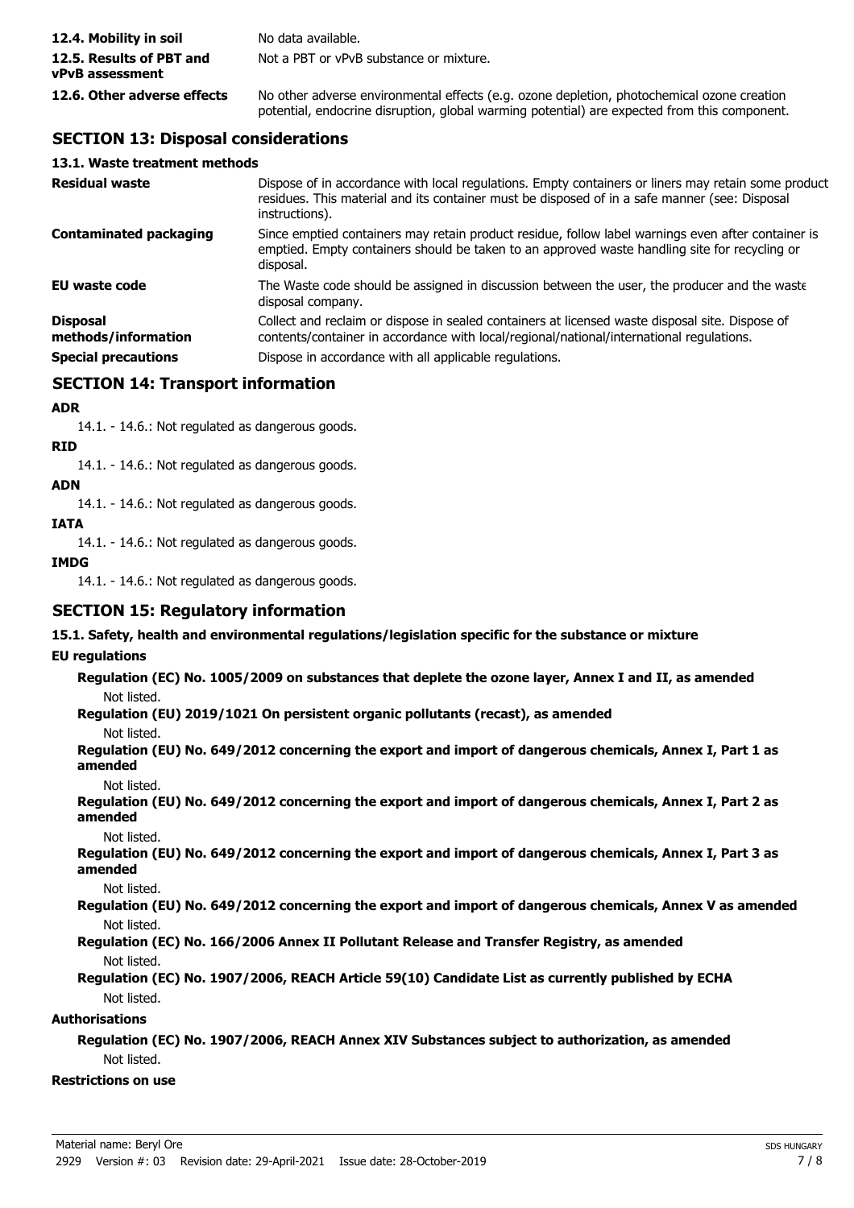| | |
|---|---|
| **12.4. Mobility in soil** | No data available. |
| **12.5. Results of PBT and vPvB assessment** | Not a PBT or vPvB substance or mixture. |
| **12.6. Other adverse effects** | No other adverse environmental effects (e.g. ozone depletion, photochemical ozone creation potential, endocrine disruption, global warming potential) are expected from this component. |

## SECTION 13: Disposal considerations

### 13.1. Waste treatment methods

| | |
|---|---|
| **Residual waste** | Dispose of in accordance with local regulations. Empty containers or liners may retain some product residues. This material and its container must be disposed of in a safe manner (see: Disposal instructions). |
| **Contaminated packaging** | Since emptied containers may retain product residue, follow label warnings even after container is emptied. Empty containers should be taken to an approved waste handling site for recycling or disposal. |
| **EU waste code** | The Waste code should be assigned in discussion between the user, the producer and the waste disposal company. |
| **Disposal methods/information** | Collect and reclaim or dispose in sealed containers at licensed waste disposal site. Dispose of contents/container in accordance with local/regional/national/international regulations. |
| **Special precautions** | Dispose in accordance with all applicable regulations. |

## SECTION 14: Transport information

**ADR**

14.1. - 14.6.: Not regulated as dangerous goods.

**RID**

14.1. - 14.6.: Not regulated as dangerous goods.

**ADN**

14.1. - 14.6.: Not regulated as dangerous goods.

**IATA**

14.1. - 14.6.: Not regulated as dangerous goods.

**IMDG**

14.1. - 14.6.: Not regulated as dangerous goods.

## SECTION 15: Regulatory information

### 15.1. Safety, health and environmental regulations/legislation specific for the substance or mixture

**EU regulations**

**Regulation (EC) No. 1005/2009 on substances that deplete the ozone layer, Annex I and II, as amended**

Not listed.

**Regulation (EU) 2019/1021 On persistent organic pollutants (recast), as amended**

Not listed.

**Regulation (EU) No. 649/2012 concerning the export and import of dangerous chemicals, Annex I, Part 1 as amended**

Not listed.

**Regulation (EU) No. 649/2012 concerning the export and import of dangerous chemicals, Annex I, Part 2 as amended**

Not listed.

**Regulation (EU) No. 649/2012 concerning the export and import of dangerous chemicals, Annex I, Part 3 as amended**

Not listed.

**Regulation (EU) No. 649/2012 concerning the export and import of dangerous chemicals, Annex V as amended**

Not listed.

**Regulation (EC) No. 166/2006 Annex II Pollutant Release and Transfer Registry, as amended**

Not listed.

**Regulation (EC) No. 1907/2006, REACH Article 59(10) Candidate List as currently published by ECHA**

Not listed.

**Authorisations**

**Regulation (EC) No. 1907/2006, REACH Annex XIV Substances subject to authorization, as amended**

Not listed.

**Restrictions on use**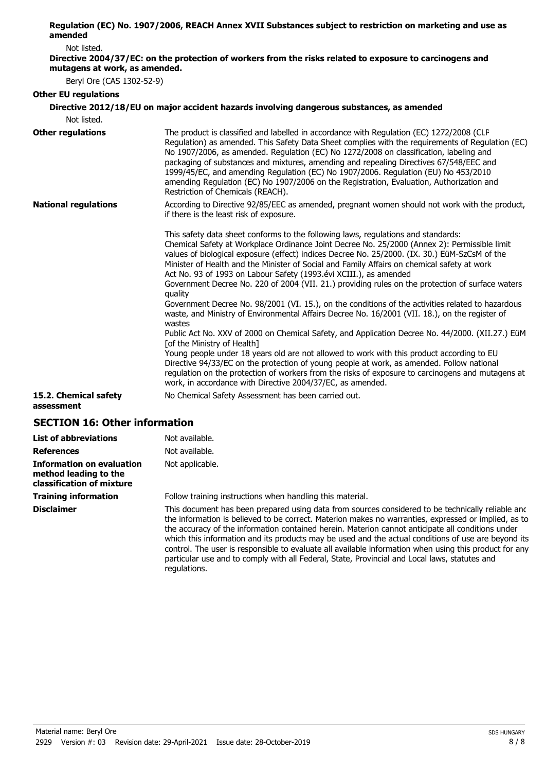**Regulation (EC) No. 1907/2006, REACH Annex XVII Substances subject to restriction on marketing and use as amended**

Not listed.

**Directive 2004/37/EC: on the protection of workers from the risks related to exposure to carcinogens and mutagens at work, as amended.**

Beryl Ore (CAS 1302-52-9)

**Other EU regulations**

**Directive 2012/18/EU on major accident hazards involving dangerous substances, as amended**

Not listed.

**Other regulations**

The product is classified and labelled in accordance with Regulation (EC) 1272/2008 (CLP Regulation) as amended. This Safety Data Sheet complies with the requirements of Regulation (EC) No 1907/2006, as amended. Regulation (EC) No 1272/2008 on classification, labeling and packaging of substances and mixtures, amending and repealing Directives 67/548/EEC and 1999/45/EC, and amending Regulation (EC) No 1907/2006. Regulation (EU) No 453/2010 amending Regulation (EC) No 1907/2006 on the Registration, Evaluation, Authorization and Restriction of Chemicals (REACH).

**National regulations**

According to Directive 92/85/EEC as amended, pregnant women should not work with the product, if there is the least risk of exposure.

This safety data sheet conforms to the following laws, regulations and standards:
Chemical Safety at Workplace Ordinance Joint Decree No. 25/2000 (Annex 2): Permissible limit values of biological exposure (effect) indices Decree No. 25/2000. (IX. 30.) EüM-SzCsM of the Minister of Health and the Minister of Social and Family Affairs on chemical safety at work
Act No. 93 of 1993 on Labour Safety (1993.évi XCIII.), as amended
Government Decree No. 220 of 2004 (VII. 21.) providing rules on the protection of surface waters quality
Government Decree No. 98/2001 (VI. 15.), on the conditions of the activities related to hazardous waste, and Ministry of Environmental Affairs Decree No. 16/2001 (VII. 18.), on the register of wastes
Public Act No. XXV of 2000 on Chemical Safety, and Application Decree No. 44/2000. (XII.27.) EüM [of the Ministry of Health]
Young people under 18 years old are not allowed to work with this product according to EU Directive 94/33/EC on the protection of young people at work, as amended. Follow national regulation on the protection of workers from the risks of exposure to carcinogens and mutagens at work, in accordance with Directive 2004/37/EC, as amended.

**15.2. Chemical safety assessment**

No Chemical Safety Assessment has been carried out.

## SECTION 16: Other information

**List of abbreviations**

Not available.

**References**

Not available.

**Information on evaluation method leading to the classification of mixture**

Not applicable.

**Training information**

Follow training instructions when handling this material.

**Disclaimer**

This document has been prepared using data from sources considered to be technically reliable and the information is believed to be correct. Materion makes no warranties, expressed or implied, as to the accuracy of the information contained herein. Materion cannot anticipate all conditions under which this information and its products may be used and the actual conditions of use are beyond its control. The user is responsible to evaluate all available information when using this product for any particular use and to comply with all Federal, State, Provincial and Local laws, statutes and regulations.